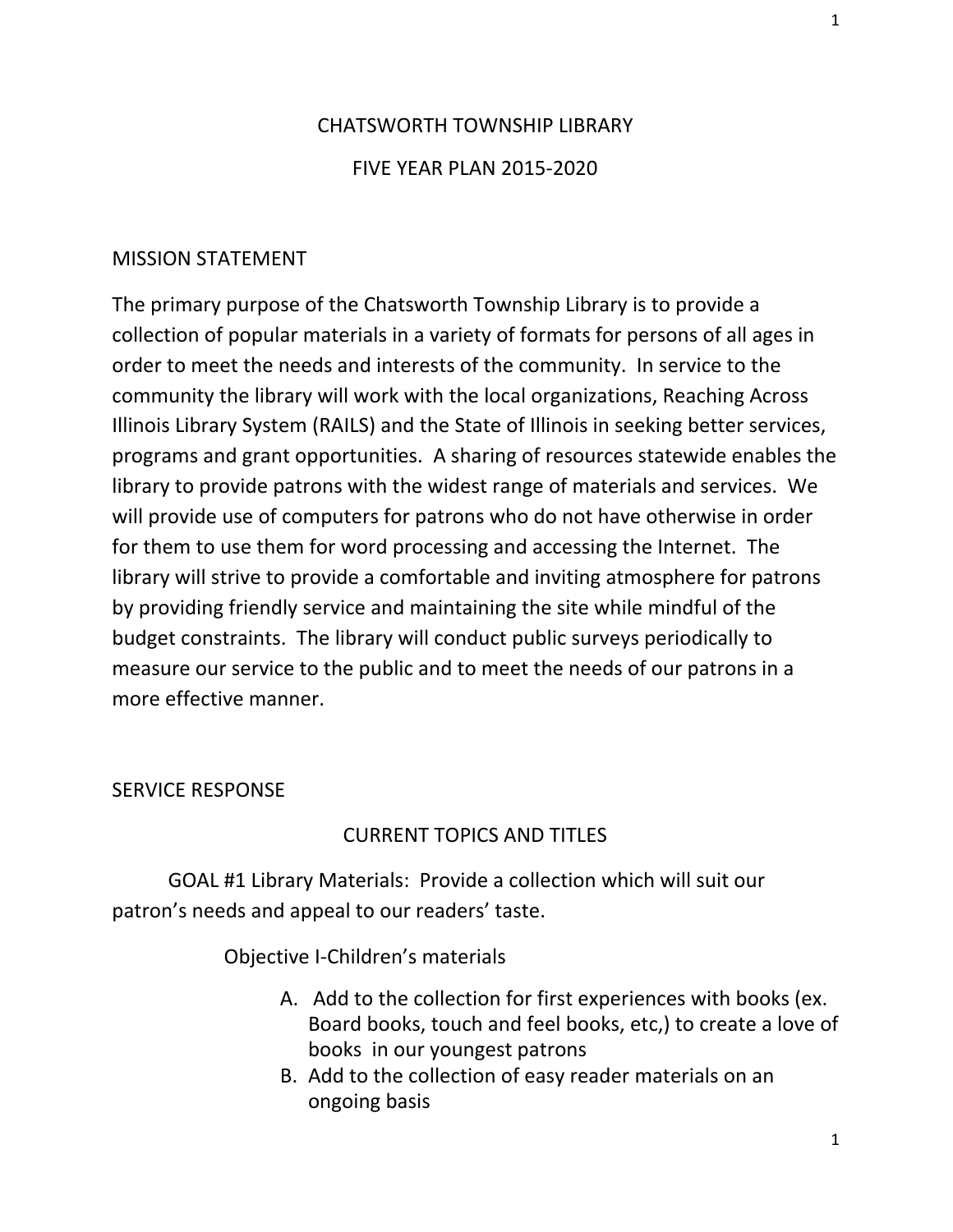# CHATSWORTH TOWNSHIP LIBRARY

# FIVE YEAR PLAN 2015-2020

## MISSION STATEMENT

The primary purpose of the Chatsworth Township Library is to provide a collection of popular materials in a variety of formats for persons of all ages in order to meet the needs and interests of the community. In service to the community the library will work with the local organizations, Reaching Across Illinois Library System (RAILS) and the State of Illinois in seeking better services, programs and grant opportunities. A sharing of resources statewide enables the library to provide patrons with the widest range of materials and services. We will provide use of computers for patrons who do not have otherwise in order for them to use them for word processing and accessing the Internet. The library will strive to provide a comfortable and inviting atmosphere for patrons by providing friendly service and maintaining the site while mindful of the budget constraints. The library will conduct public surveys periodically to measure our service to the public and to meet the needs of our patrons in a more effective manner.

## SERVICE RESPONSE

### CURRENT TOPICS AND TITLES

GOAL #1 Library Materials: Provide a collection which will suit our patron's needs and appeal to our readers' taste.

Objective I-Children's materials

A. Add to the collection for first experiences with books (ex. Board books, touch and feel books, etc,) to create a love of books in our youngest patrons
B. Add to the collection of easy reader materials on an ongoing basis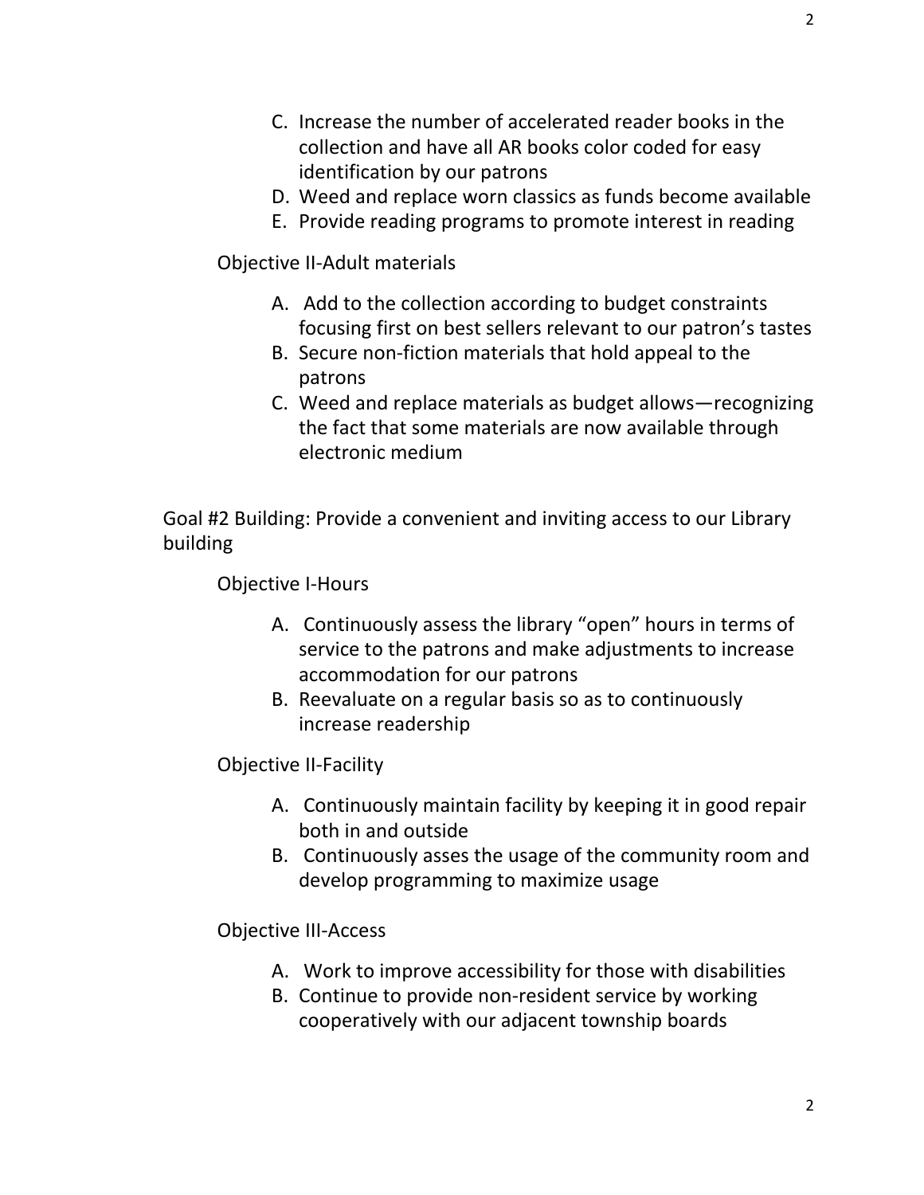C. Increase the number of accelerated reader books in the collection and have all AR books color coded for easy identification by our patrons
D. Weed and replace worn classics as funds become available
E. Provide reading programs to promote interest in reading

Objective II-Adult materials

A. Add to the collection according to budget constraints focusing first on best sellers relevant to our patron's tastes
B. Secure non-fiction materials that hold appeal to the patrons
C. Weed and replace materials as budget allows—recognizing the fact that some materials are now available through electronic medium

Goal #2 Building: Provide a convenient and inviting access to our Library building

Objective I-Hours

A. Continuously assess the library "open" hours in terms of service to the patrons and make adjustments to increase accommodation for our patrons
B. Reevaluate on a regular basis so as to continuously increase readership

Objective II-Facility

A. Continuously maintain facility by keeping it in good repair both in and outside
B. Continuously asses the usage of the community room and develop programming to maximize usage

Objective III-Access

A. Work to improve accessibility for those with disabilities
B. Continue to provide non-resident service by working cooperatively with our adjacent township boards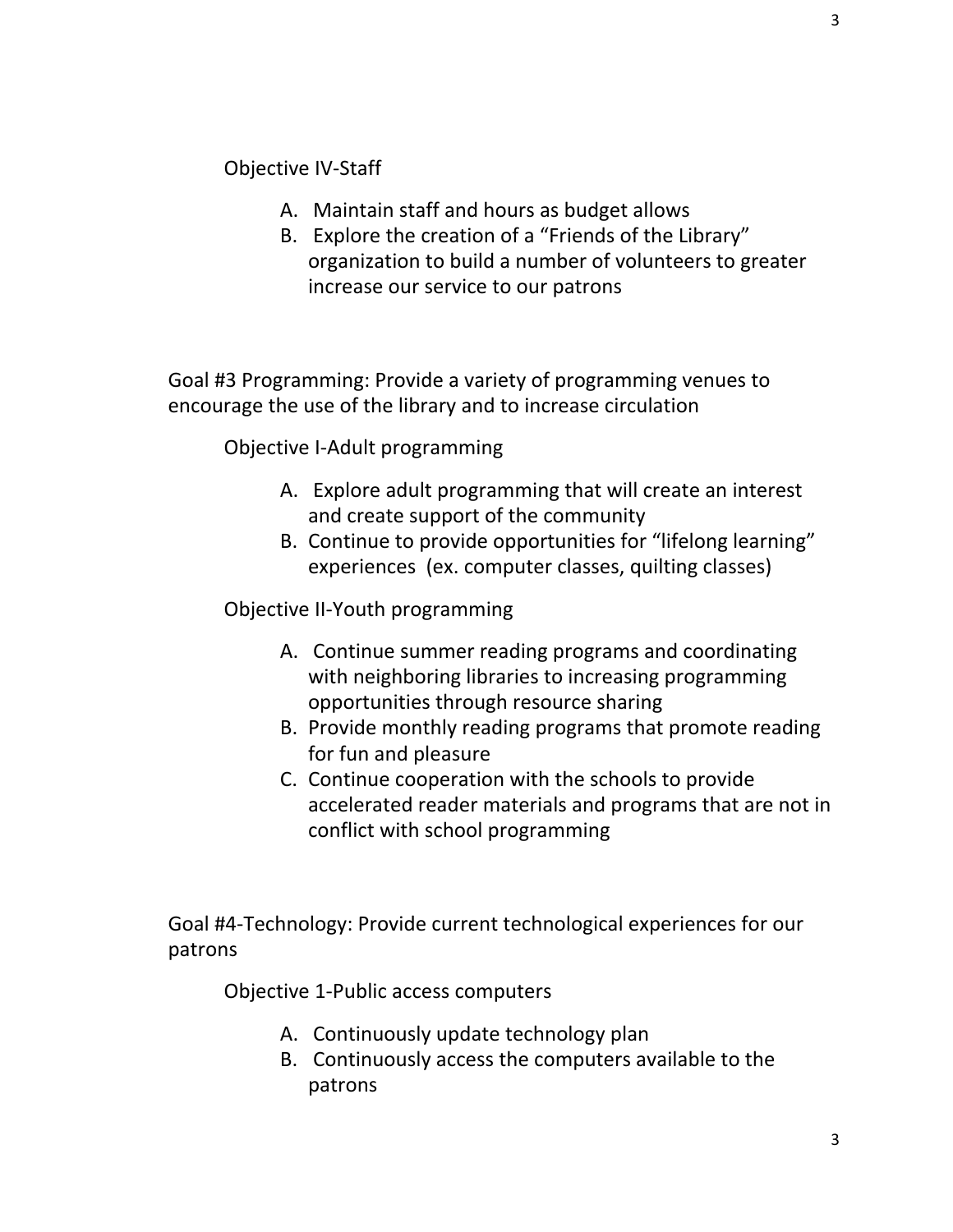Objective IV-Staff

A. Maintain staff and hours as budget allows
B. Explore the creation of a “Friends of the Library” organization to build a number of volunteers to greater increase our service to our patrons

Goal #3 Programming: Provide a variety of programming venues to encourage the use of the library and to increase circulation

Objective I-Adult programming

A. Explore adult programming that will create an interest and create support of the community
B. Continue to provide opportunities for “lifelong learning” experiences (ex. computer classes, quilting classes)

Objective II-Youth programming

A. Continue summer reading programs and coordinating with neighboring libraries to increasing programming opportunities through resource sharing
B. Provide monthly reading programs that promote reading for fun and pleasure
C. Continue cooperation with the schools to provide accelerated reader materials and programs that are not in conflict with school programming

Goal #4-Technology: Provide current technological experiences for our patrons

Objective 1-Public access computers

A. Continuously update technology plan
B. Continuously access the computers available to the patrons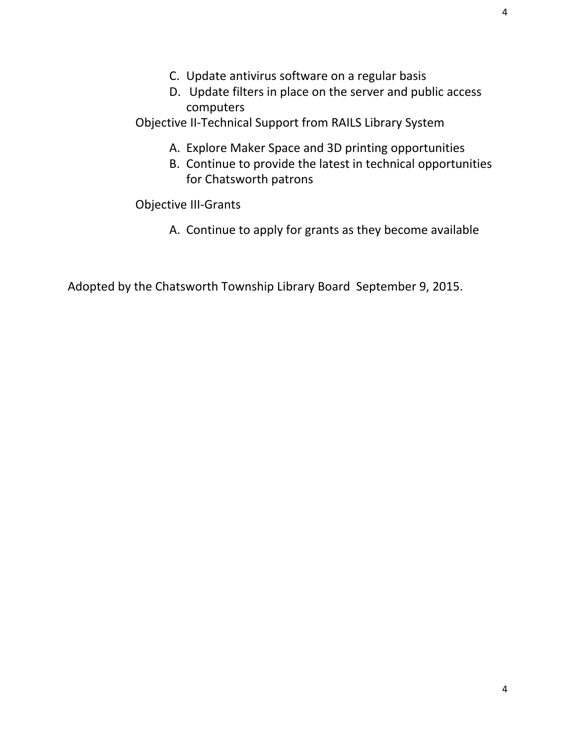C. Update antivirus software on a regular basis
D. Update filters in place on the server and public access computers

Objective II-Technical Support from RAILS Library System

A. Explore Maker Space and 3D printing opportunities
B. Continue to provide the latest in technical opportunities for Chatsworth patrons

Objective III-Grants

A. Continue to apply for grants as they become available

Adopted by the Chatsworth Township Library Board September 9, 2015.